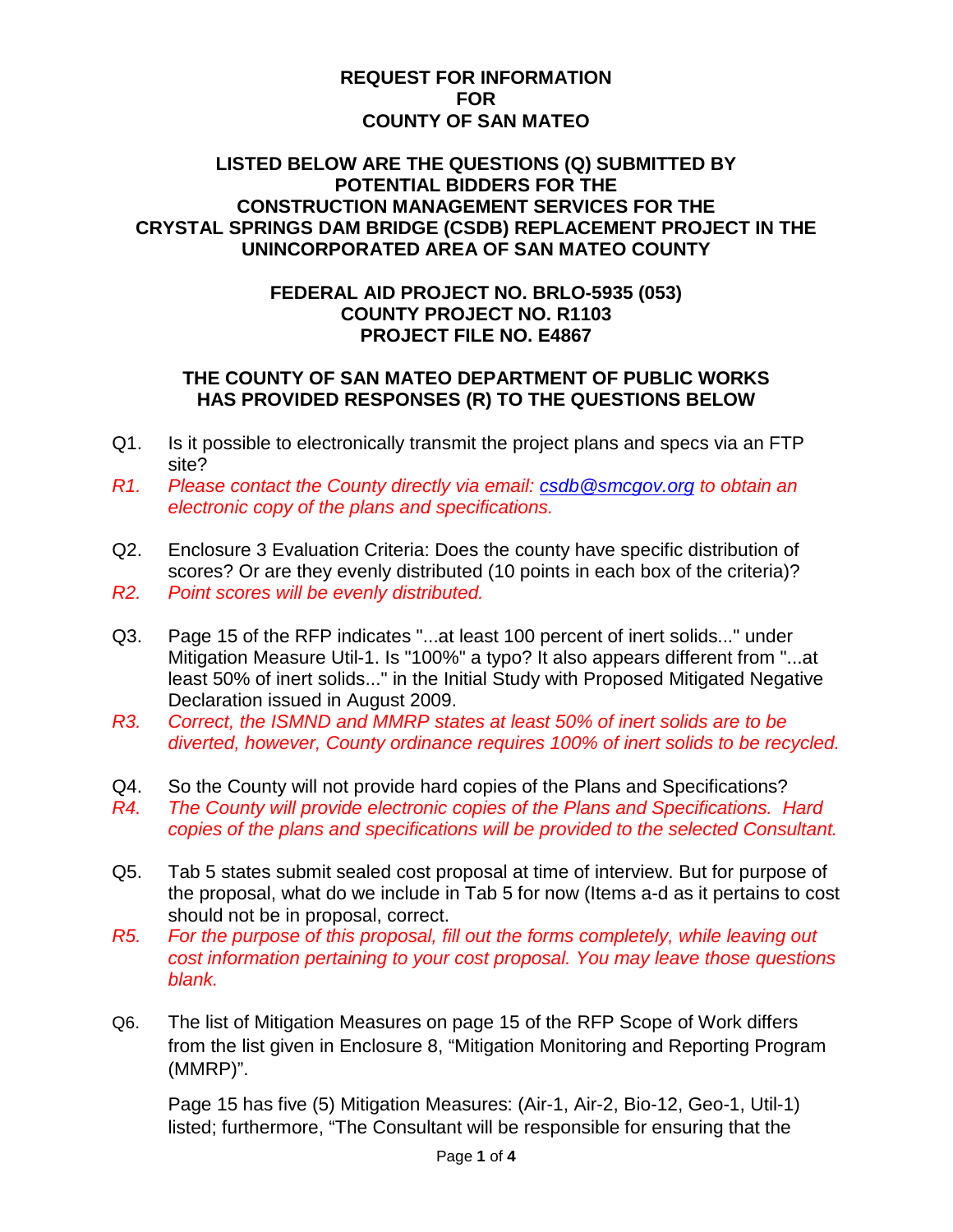# REQUEST FOR INFORMATION
# FOR
# COUNTY OF SAN MATEO

## LISTED BELOW ARE THE QUESTIONS (Q) SUBMITTED BY POTENTIAL BIDDERS FOR THE CONSTRUCTION MANAGEMENT SERVICES FOR THE CRYSTAL SPRINGS DAM BRIDGE (CSDB) REPLACEMENT PROJECT IN THE UNINCORPORATED AREA OF SAN MATEO COUNTY

## FEDERAL AID PROJECT NO. BRLO-5935 (053)
## COUNTY PROJECT NO. R1103
## PROJECT FILE NO. E4867

## THE COUNTY OF SAN MATEO DEPARTMENT OF PUBLIC WORKS HAS PROVIDED RESPONSES (R) TO THE QUESTIONS BELOW

Q1. Is it possible to electronically transmit the project plans and specs via an FTP site?

*R1. Please contact the County directly via email: csdb@smcgov.org to obtain an electronic copy of the plans and specifications.*

Q2. Enclosure 3 Evaluation Criteria: Does the county have specific distribution of scores? Or are they evenly distributed (10 points in each box of the criteria)?

*R2. Point scores will be evenly distributed.*

Q3. Page 15 of the RFP indicates "...at least 100 percent of inert solids..." under Mitigation Measure Util-1. Is "100%" a typo? It also appears different from "...at least 50% of inert solids..." in the Initial Study with Proposed Mitigated Negative Declaration issued in August 2009.

*R3. Correct, the ISMND and MMRP states at least 50% of inert solids are to be diverted, however, County ordinance requires 100% of inert solids to be recycled.*

Q4. So the County will not provide hard copies of the Plans and Specifications?

*R4. The County will provide electronic copies of the Plans and Specifications. Hard copies of the plans and specifications will be provided to the selected Consultant.*

Q5. Tab 5 states submit sealed cost proposal at time of interview. But for purpose of the proposal, what do we include in Tab 5 for now (Items a-d as it pertains to cost should not be in proposal, correct.

*R5. For the purpose of this proposal, fill out the forms completely, while leaving out cost information pertaining to your cost proposal. You may leave those questions blank.*

Q6. The list of Mitigation Measures on page 15 of the RFP Scope of Work differs from the list given in Enclosure 8, "Mitigation Monitoring and Reporting Program (MMRP)".

Page 15 has five (5) Mitigation Measures: (Air-1, Air-2, Bio-12, Geo-1, Util-1) listed; furthermore, "The Consultant will be responsible for ensuring that the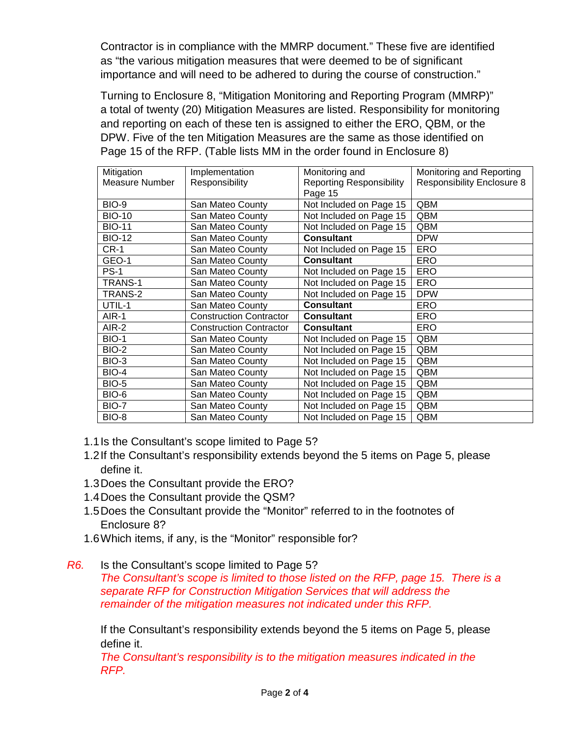Contractor is in compliance with the MMRP document." These five are identified as "the various mitigation measures that were deemed to be of significant importance and will need to be adhered to during the course of construction."

Turning to Enclosure 8, "Mitigation Monitoring and Reporting Program (MMRP)" a total of twenty (20) Mitigation Measures are listed. Responsibility for monitoring and reporting on each of these ten is assigned to either the ERO, QBM, or the DPW. Five of the ten Mitigation Measures are the same as those identified on Page 15 of the RFP. (Table lists MM in the order found in Enclosure 8)

| Mitigation Measure Number | Implementation Responsibility | Monitoring and Reporting Responsibility Page 15 | Monitoring and Reporting Responsibility Enclosure 8 |
|---|---|---|---|
| BIO-9 | San Mateo County | Not Included on Page 15 | QBM |
| BIO-10 | San Mateo County | Not Included on Page 15 | QBM |
| BIO-11 | San Mateo County | Not Included on Page 15 | QBM |
| BIO-12 | San Mateo County | **Consultant** | DPW |
| CR-1 | San Mateo County | Not Included on Page 15 | ERO |
| GEO-1 | San Mateo County | **Consultant** | ERO |
| PS-1 | San Mateo County | Not Included on Page 15 | ERO |
| TRANS-1 | San Mateo County | Not Included on Page 15 | ERO |
| TRANS-2 | San Mateo County | Not Included on Page 15 | DPW |
| UTIL-1 | San Mateo County | **Consultant** | ERO |
| AIR-1 | Construction Contractor | **Consultant** | ERO |
| AIR-2 | Construction Contractor | **Consultant** | ERO |
| BIO-1 | San Mateo County | Not Included on Page 15 | QBM |
| BIO-2 | San Mateo County | Not Included on Page 15 | QBM |
| BIO-3 | San Mateo County | Not Included on Page 15 | QBM |
| BIO-4 | San Mateo County | Not Included on Page 15 | QBM |
| BIO-5 | San Mateo County | Not Included on Page 15 | QBM |
| BIO-6 | San Mateo County | Not Included on Page 15 | QBM |
| BIO-7 | San Mateo County | Not Included on Page 15 | QBM |
| BIO-8 | San Mateo County | Not Included on Page 15 | QBM |

1.1 Is the Consultant's scope limited to Page 5?
1.2 If the Consultant's responsibility extends beyond the 5 items on Page 5, please define it.
1.3 Does the Consultant provide the ERO?
1.4 Does the Consultant provide the QSM?
1.5 Does the Consultant provide the "Monitor" referred to in the footnotes of Enclosure 8?
1.6 Which items, if any, is the "Monitor" responsible for?

*R6.* Is the Consultant's scope limited to Page 5?
*The Consultant's scope is limited to those listed on the RFP, page 15. There is a separate RFP for Construction Mitigation Services that will address the remainder of the mitigation measures not indicated under this RFP.*

If the Consultant's responsibility extends beyond the 5 items on Page 5, please define it.
*The Consultant's responsibility is to the mitigation measures indicated in the RFP.*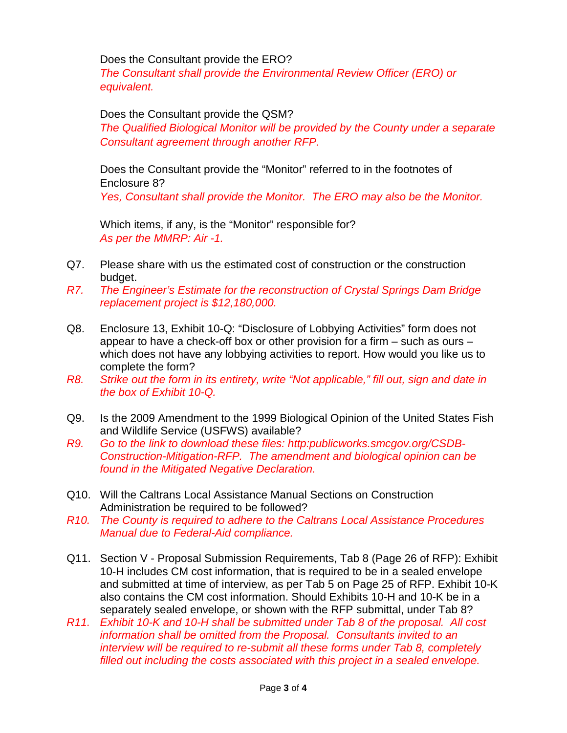Does the Consultant provide the ERO?

*The Consultant shall provide the Environmental Review Officer (ERO) or equivalent.*

Does the Consultant provide the QSM?

*The Qualified Biological Monitor will be provided by the County under a separate Consultant agreement through another RFP.*

Does the Consultant provide the "Monitor" referred to in the footnotes of Enclosure 8?

*Yes, Consultant shall provide the Monitor. The ERO may also be the Monitor.*

Which items, if any, is the "Monitor" responsible for?

*As per the MMRP: Air -1.*

Q7. Please share with us the estimated cost of construction or the construction budget.

*R7. The Engineer's Estimate for the reconstruction of Crystal Springs Dam Bridge replacement project is $12,180,000.*

Q8. Enclosure 13, Exhibit 10-Q: "Disclosure of Lobbying Activities" form does not appear to have a check-off box or other provision for a firm – such as ours – which does not have any lobbying activities to report. How would you like us to complete the form?

*R8. Strike out the form in its entirety, write "Not applicable," fill out, sign and date in the box of Exhibit 10-Q.*

Q9. Is the 2009 Amendment to the 1999 Biological Opinion of the United States Fish and Wildlife Service (USFWS) available?

*R9. Go to the link to download these files: http:publicworks.smcgov.org/CSDB-Construction-Mitigation-RFP. The amendment and biological opinion can be found in the Mitigated Negative Declaration.*

Q10. Will the Caltrans Local Assistance Manual Sections on Construction Administration be required to be followed?

*R10. The County is required to adhere to the Caltrans Local Assistance Procedures Manual due to Federal-Aid compliance.*

Q11. Section V - Proposal Submission Requirements, Tab 8 (Page 26 of RFP): Exhibit 10-H includes CM cost information, that is required to be in a sealed envelope and submitted at time of interview, as per Tab 5 on Page 25 of RFP. Exhibit 10-K also contains the CM cost information. Should Exhibits 10-H and 10-K be in a separately sealed envelope, or shown with the RFP submittal, under Tab 8?

*R11. Exhibit 10-K and 10-H shall be submitted under Tab 8 of the proposal. All cost information shall be omitted from the Proposal. Consultants invited to an interview will be required to re-submit all these forms under Tab 8, completely filled out including the costs associated with this project in a sealed envelope.*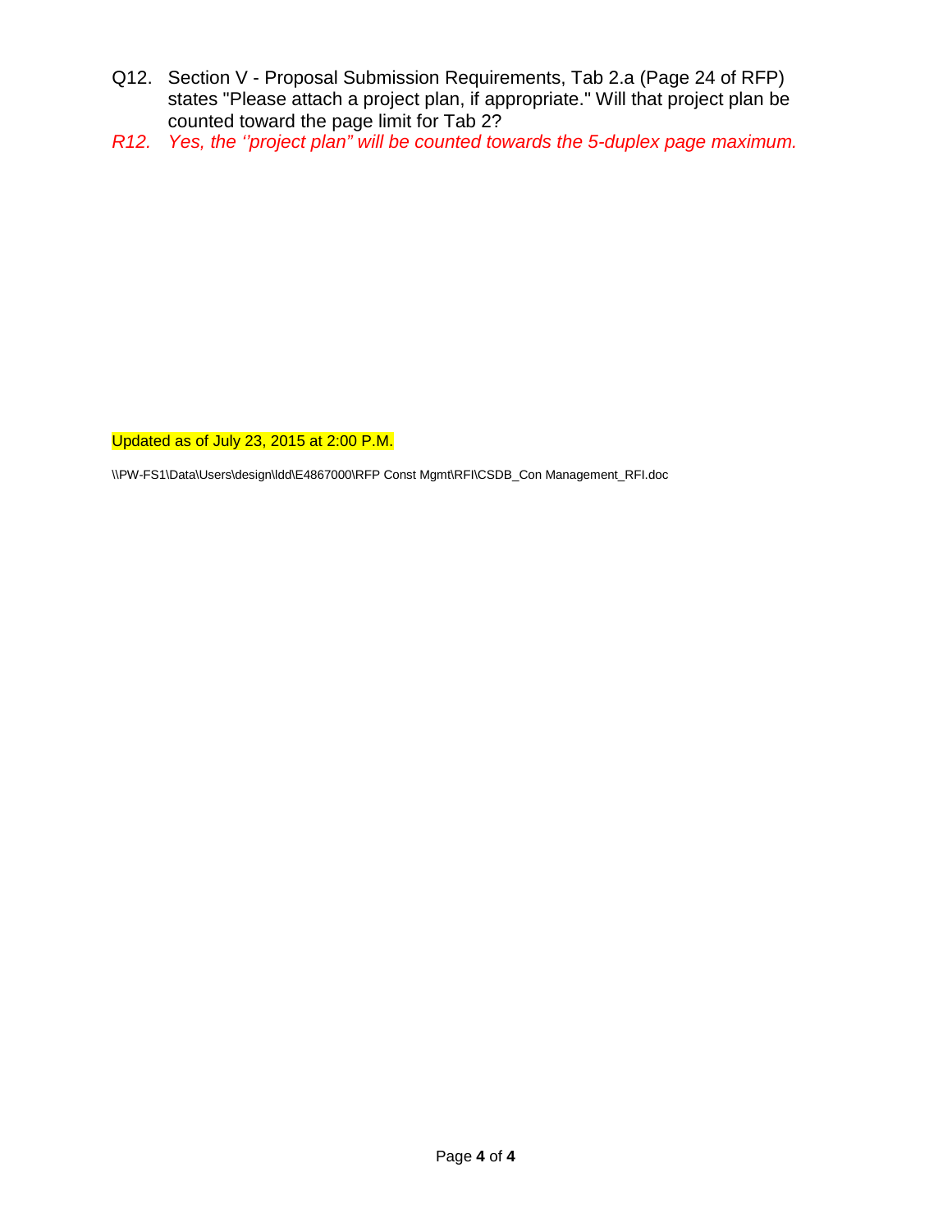Q12. Section V - Proposal Submission Requirements, Tab 2.a (Page 24 of RFP) states "Please attach a project plan, if appropriate." Will that project plan be counted toward the page limit for Tab 2?

*R12. Yes, the ''project plan" will be counted towards the 5-duplex page maximum.*

Updated as of July 23, 2015 at 2:00 P.M.

\\PW-FS1\Data\Users\design\ldd\E4867000\RFP Const Mgmt\RFI\CSDB_Con Management_RFI.doc